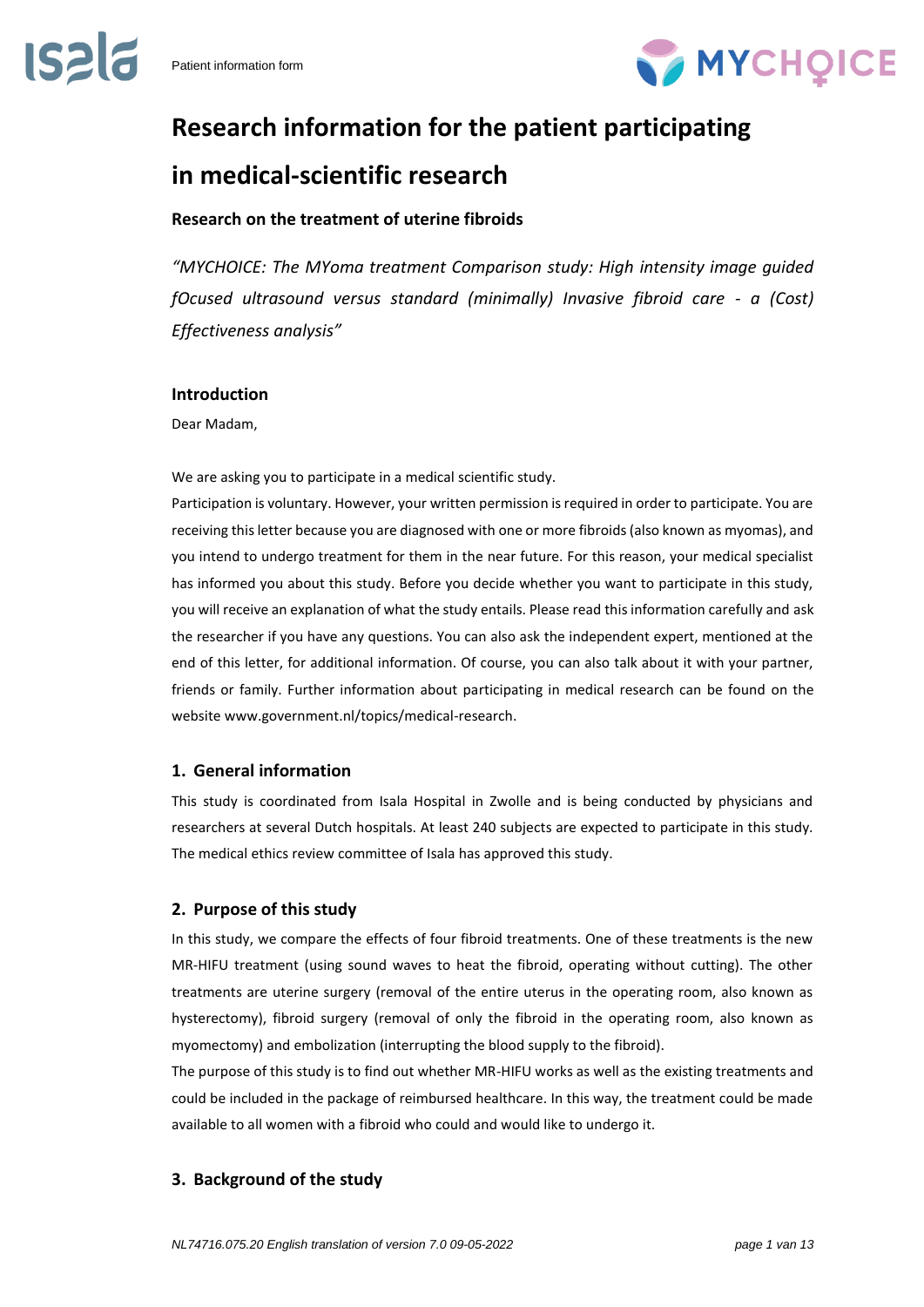# Research information for the patient participating in medical-scientific research

### Research on the treatment of uterine fibroids

*"MYCHOICE: The MYoma treatment Comparison study: High intensity image guided fOcused ultrasound versus standard (minimally) Invasive fibroid care - a (Cost) Effectiveness analysis"*

## Introduction

Dear Madam,

We are asking you to participate in a medical scientific study.

Participation is voluntary. However, your written permission is required in order to participate. You are receiving this letter because you are diagnosed with one or more fibroids (also known as myomas), and you intend to undergo treatment for them in the near future. For this reason, your medical specialist has informed you about this study. Before you decide whether you want to participate in this study, you will receive an explanation of what the study entails. Please read this information carefully and ask the researcher if you have any questions. You can also ask the independent expert, mentioned at the end of this letter, for additional information. Of course, you can also talk about it with your partner, friends or family. Further information about participating in medical research can be found on the website www.government.nl/topics/medical-research.

## 1. General information

This study is coordinated from Isala Hospital in Zwolle and is being conducted by physicians and researchers at several Dutch hospitals. At least 240 subjects are expected to participate in this study. The medical ethics review committee of Isala has approved this study.

## 2. Purpose of this study

In this study, we compare the effects of four fibroid treatments. One of these treatments is the new MR-HIFU treatment (using sound waves to heat the fibroid, operating without cutting). The other treatments are uterine surgery (removal of the entire uterus in the operating room, also known as hysterectomy), fibroid surgery (removal of only the fibroid in the operating room, also known as myomectomy) and embolization (interrupting the blood supply to the fibroid).

The purpose of this study is to find out whether MR-HIFU works as well as the existing treatments and could be included in the package of reimbursed healthcare. In this way, the treatment could be made available to all women with a fibroid who could and would like to undergo it.

## 3. Background of the study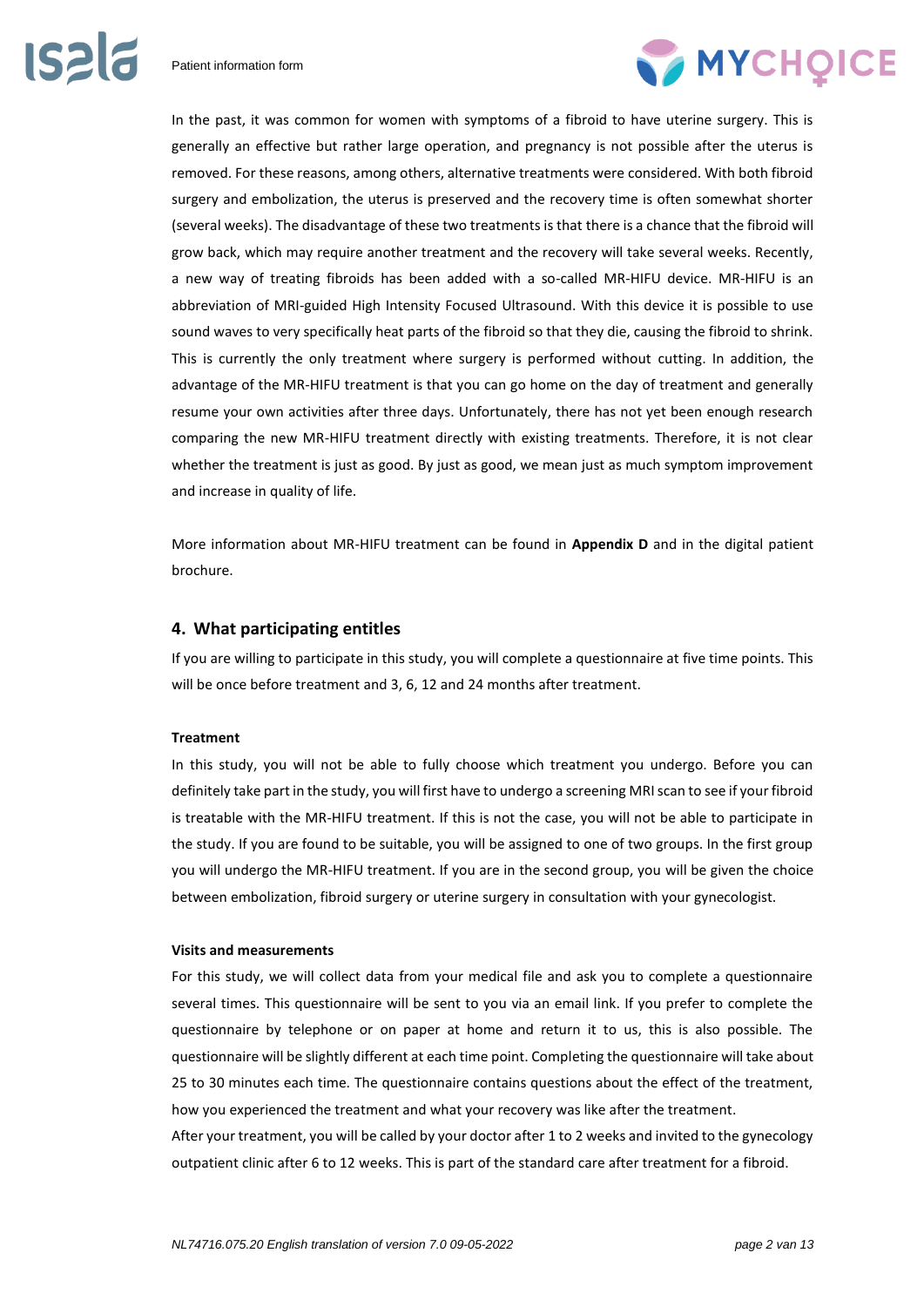In the past, it was common for women with symptoms of a fibroid to have uterine surgery. This is generally an effective but rather large operation, and pregnancy is not possible after the uterus is removed. For these reasons, among others, alternative treatments were considered. With both fibroid surgery and embolization, the uterus is preserved and the recovery time is often somewhat shorter (several weeks). The disadvantage of these two treatments is that there is a chance that the fibroid will grow back, which may require another treatment and the recovery will take several weeks. Recently, a new way of treating fibroids has been added with a so-called MR-HIFU device. MR-HIFU is an abbreviation of MRI-guided High Intensity Focused Ultrasound. With this device it is possible to use sound waves to very specifically heat parts of the fibroid so that they die, causing the fibroid to shrink. This is currently the only treatment where surgery is performed without cutting. In addition, the advantage of the MR-HIFU treatment is that you can go home on the day of treatment and generally resume your own activities after three days. Unfortunately, there has not yet been enough research comparing the new MR-HIFU treatment directly with existing treatments. Therefore, it is not clear whether the treatment is just as good. By just as good, we mean just as much symptom improvement and increase in quality of life.

More information about MR-HIFU treatment can be found in **Appendix D** and in the digital patient brochure.

## 4. What participating entitles

If you are willing to participate in this study, you will complete a questionnaire at five time points. This will be once before treatment and 3, 6, 12 and 24 months after treatment.

**Treatment**

In this study, you will not be able to fully choose which treatment you undergo. Before you can definitely take part in the study, you will first have to undergo a screening MRI scan to see if your fibroid is treatable with the MR-HIFU treatment. If this is not the case, you will not be able to participate in the study. If you are found to be suitable, you will be assigned to one of two groups. In the first group you will undergo the MR-HIFU treatment. If you are in the second group, you will be given the choice between embolization, fibroid surgery or uterine surgery in consultation with your gynecologist.

**Visits and measurements**

For this study, we will collect data from your medical file and ask you to complete a questionnaire several times. This questionnaire will be sent to you via an email link. If you prefer to complete the questionnaire by telephone or on paper at home and return it to us, this is also possible. The questionnaire will be slightly different at each time point. Completing the questionnaire will take about 25 to 30 minutes each time. The questionnaire contains questions about the effect of the treatment, how you experienced the treatment and what your recovery was like after the treatment.
After your treatment, you will be called by your doctor after 1 to 2 weeks and invited to the gynecology outpatient clinic after 6 to 12 weeks. This is part of the standard care after treatment for a fibroid.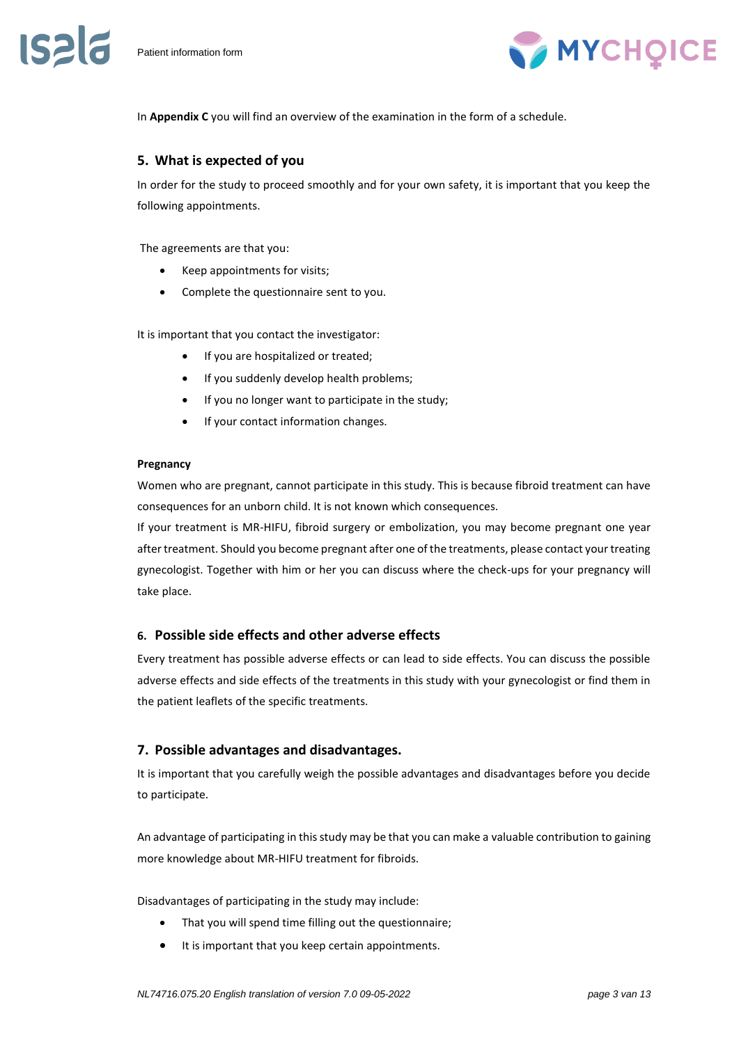In **Appendix C** you will find an overview of the examination in the form of a schedule.

## 5. What is expected of you

In order for the study to proceed smoothly and for your own safety, it is important that you keep the following appointments.

The agreements are that you:

- Keep appointments for visits;
- Complete the questionnaire sent to you.

It is important that you contact the investigator:

- If you are hospitalized or treated;
- If you suddenly develop health problems;
- If you no longer want to participate in the study;
- If your contact information changes.

**Pregnancy**

Women who are pregnant, cannot participate in this study. This is because fibroid treatment can have consequences for an unborn child. It is not known which consequences.

If your treatment is MR-HIFU, fibroid surgery or embolization, you may become pregnant one year after treatment. Should you become pregnant after one of the treatments, please contact your treating gynecologist. Together with him or her you can discuss where the check-ups for your pregnancy will take place.

## 6. Possible side effects and other adverse effects

Every treatment has possible adverse effects or can lead to side effects. You can discuss the possible adverse effects and side effects of the treatments in this study with your gynecologist or find them in the patient leaflets of the specific treatments.

## 7. Possible advantages and disadvantages.

It is important that you carefully weigh the possible advantages and disadvantages before you decide to participate.

An advantage of participating in this study may be that you can make a valuable contribution to gaining more knowledge about MR-HIFU treatment for fibroids.

Disadvantages of participating in the study may include:

- That you will spend time filling out the questionnaire;
- It is important that you keep certain appointments.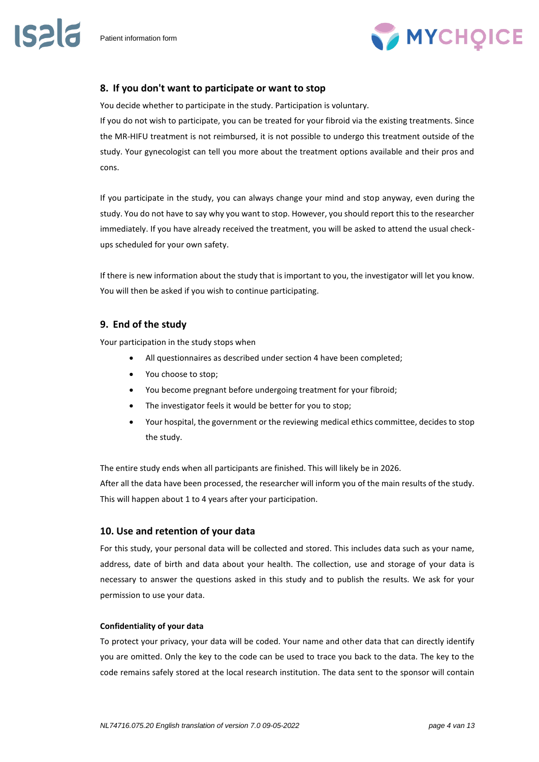## 8. If you don't want to participate or want to stop

You decide whether to participate in the study. Participation is voluntary.

If you do not wish to participate, you can be treated for your fibroid via the existing treatments. Since the MR-HIFU treatment is not reimbursed, it is not possible to undergo this treatment outside of the study. Your gynecologist can tell you more about the treatment options available and their pros and cons.

If you participate in the study, you can always change your mind and stop anyway, even during the study. You do not have to say why you want to stop. However, you should report this to the researcher immediately. If you have already received the treatment, you will be asked to attend the usual check-ups scheduled for your own safety.

If there is new information about the study that is important to you, the investigator will let you know. You will then be asked if you wish to continue participating.

## 9. End of the study

Your participation in the study stops when

- All questionnaires as described under section 4 have been completed;
- You choose to stop;
- You become pregnant before undergoing treatment for your fibroid;
- The investigator feels it would be better for you to stop;
- Your hospital, the government or the reviewing medical ethics committee, decides to stop the study.

The entire study ends when all participants are finished. This will likely be in 2026.

After all the data have been processed, the researcher will inform you of the main results of the study. This will happen about 1 to 4 years after your participation.

## 10. Use and retention of your data

For this study, your personal data will be collected and stored. This includes data such as your name, address, date of birth and data about your health. The collection, use and storage of your data is necessary to answer the questions asked in this study and to publish the results. We ask for your permission to use your data.

**Confidentiality of your data**

To protect your privacy, your data will be coded. Your name and other data that can directly identify you are omitted. Only the key to the code can be used to trace you back to the data. The key to the code remains safely stored at the local research institution. The data sent to the sponsor will contain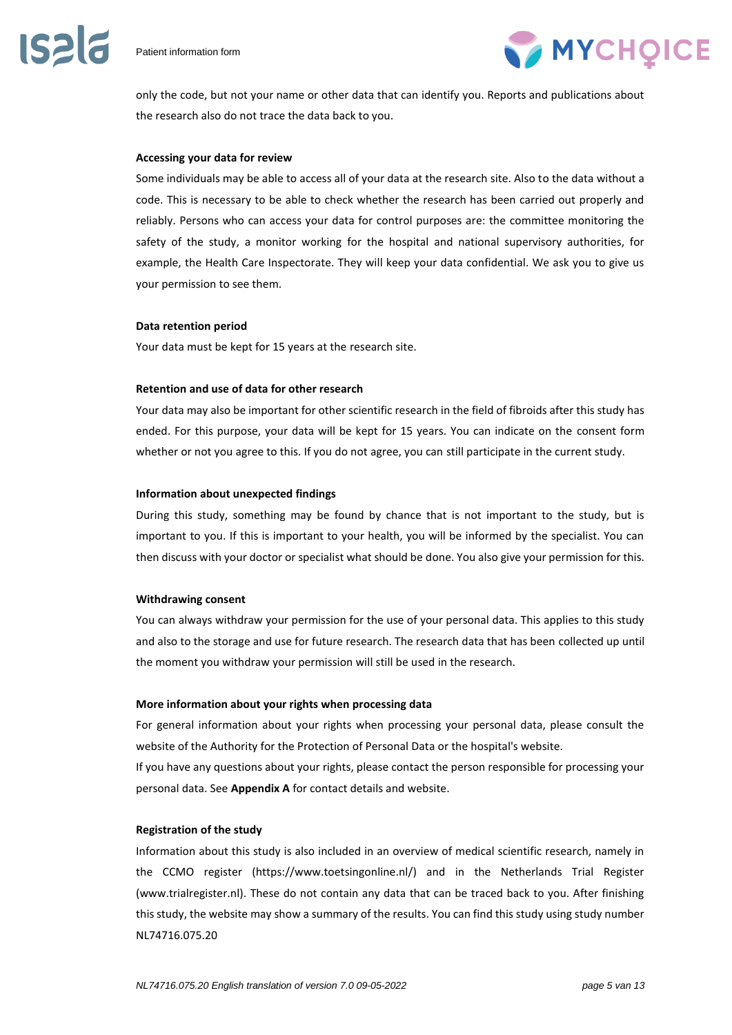only the code, but not your name or other data that can identify you. Reports and publications about the research also do not trace the data back to you.

**Accessing your data for review**

Some individuals may be able to access all of your data at the research site. Also to the data without a code. This is necessary to be able to check whether the research has been carried out properly and reliably. Persons who can access your data for control purposes are: the committee monitoring the safety of the study, a monitor working for the hospital and national supervisory authorities, for example, the Health Care Inspectorate. They will keep your data confidential. We ask you to give us your permission to see them.

**Data retention period**

Your data must be kept for 15 years at the research site.

**Retention and use of data for other research**

Your data may also be important for other scientific research in the field of fibroids after this study has ended. For this purpose, your data will be kept for 15 years. You can indicate on the consent form whether or not you agree to this. If you do not agree, you can still participate in the current study.

**Information about unexpected findings**

During this study, something may be found by chance that is not important to the study, but is important to you. If this is important to your health, you will be informed by the specialist. You can then discuss with your doctor or specialist what should be done. You also give your permission for this.

**Withdrawing consent**

You can always withdraw your permission for the use of your personal data. This applies to this study and also to the storage and use for future research. The research data that has been collected up until the moment you withdraw your permission will still be used in the research.

**More information about your rights when processing data**

For general information about your rights when processing your personal data, please consult the website of the Authority for the Protection of Personal Data or the hospital's website.

If you have any questions about your rights, please contact the person responsible for processing your personal data. See **Appendix A** for contact details and website.

**Registration of the study**

Information about this study is also included in an overview of medical scientific research, namely in the CCMO register (https://www.toetsingonline.nl/) and in the Netherlands Trial Register (www.trialregister.nl). These do not contain any data that can be traced back to you. After finishing this study, the website may show a summary of the results. You can find this study using study number NL74716.075.20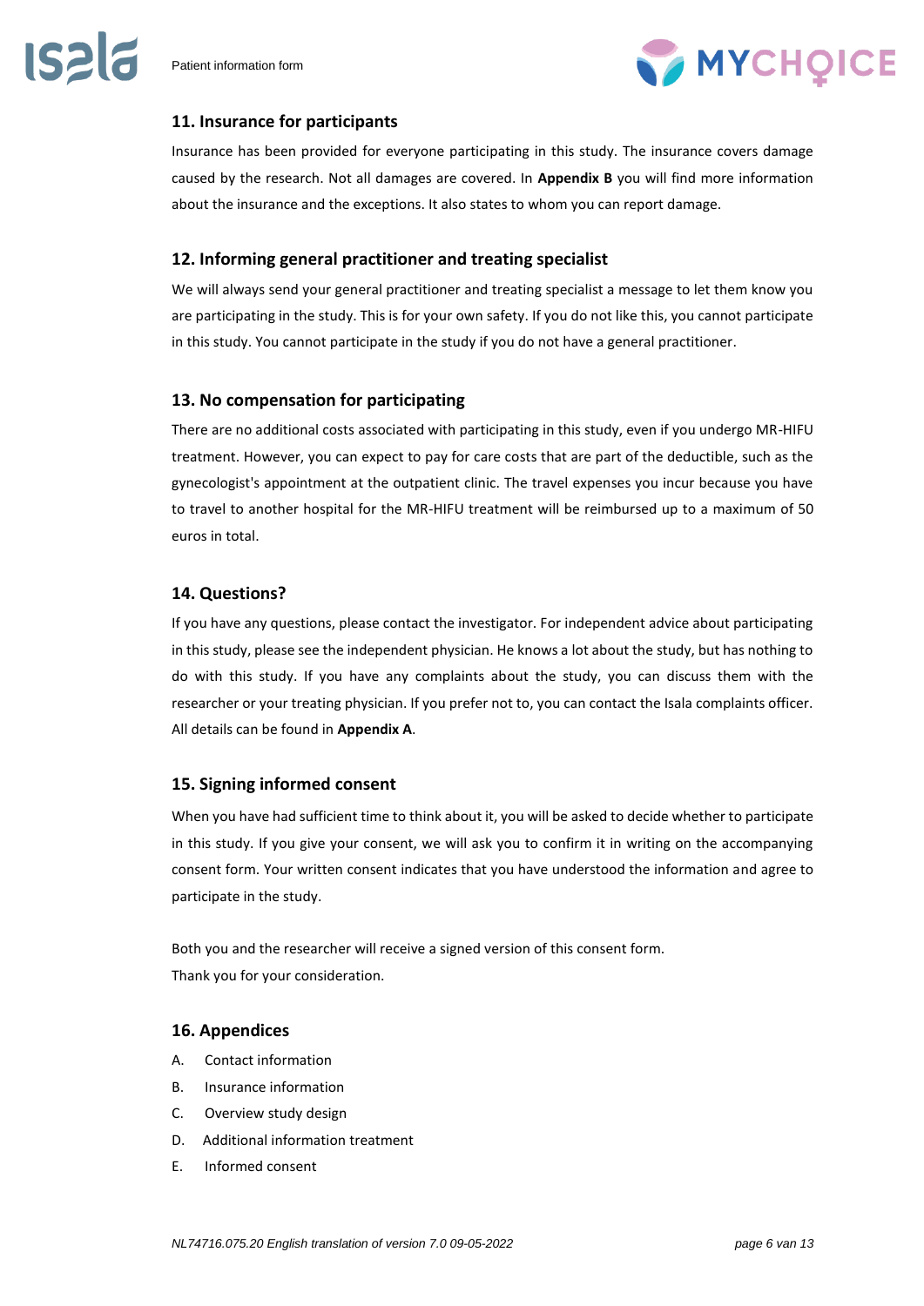## 11. Insurance for participants

Insurance has been provided for everyone participating in this study. The insurance covers damage caused by the research. Not all damages are covered. In **Appendix B** you will find more information about the insurance and the exceptions. It also states to whom you can report damage.

## 12. Informing general practitioner and treating specialist

We will always send your general practitioner and treating specialist a message to let them know you are participating in the study. This is for your own safety. If you do not like this, you cannot participate in this study. You cannot participate in the study if you do not have a general practitioner.

## 13. No compensation for participating

There are no additional costs associated with participating in this study, even if you undergo MR-HIFU treatment. However, you can expect to pay for care costs that are part of the deductible, such as the gynecologist's appointment at the outpatient clinic. The travel expenses you incur because you have to travel to another hospital for the MR-HIFU treatment will be reimbursed up to a maximum of 50 euros in total.

## 14. Questions?

If you have any questions, please contact the investigator. For independent advice about participating in this study, please see the independent physician. He knows a lot about the study, but has nothing to do with this study. If you have any complaints about the study, you can discuss them with the researcher or your treating physician. If you prefer not to, you can contact the Isala complaints officer. All details can be found in **Appendix A**.

## 15. Signing informed consent

When you have had sufficient time to think about it, you will be asked to decide whether to participate in this study. If you give your consent, we will ask you to confirm it in writing on the accompanying consent form. Your written consent indicates that you have understood the information and agree to participate in the study.

Both you and the researcher will receive a signed version of this consent form.
Thank you for your consideration.

## 16. Appendices

A. Contact information
B. Insurance information
C. Overview study design
D. Additional information treatment
E. Informed consent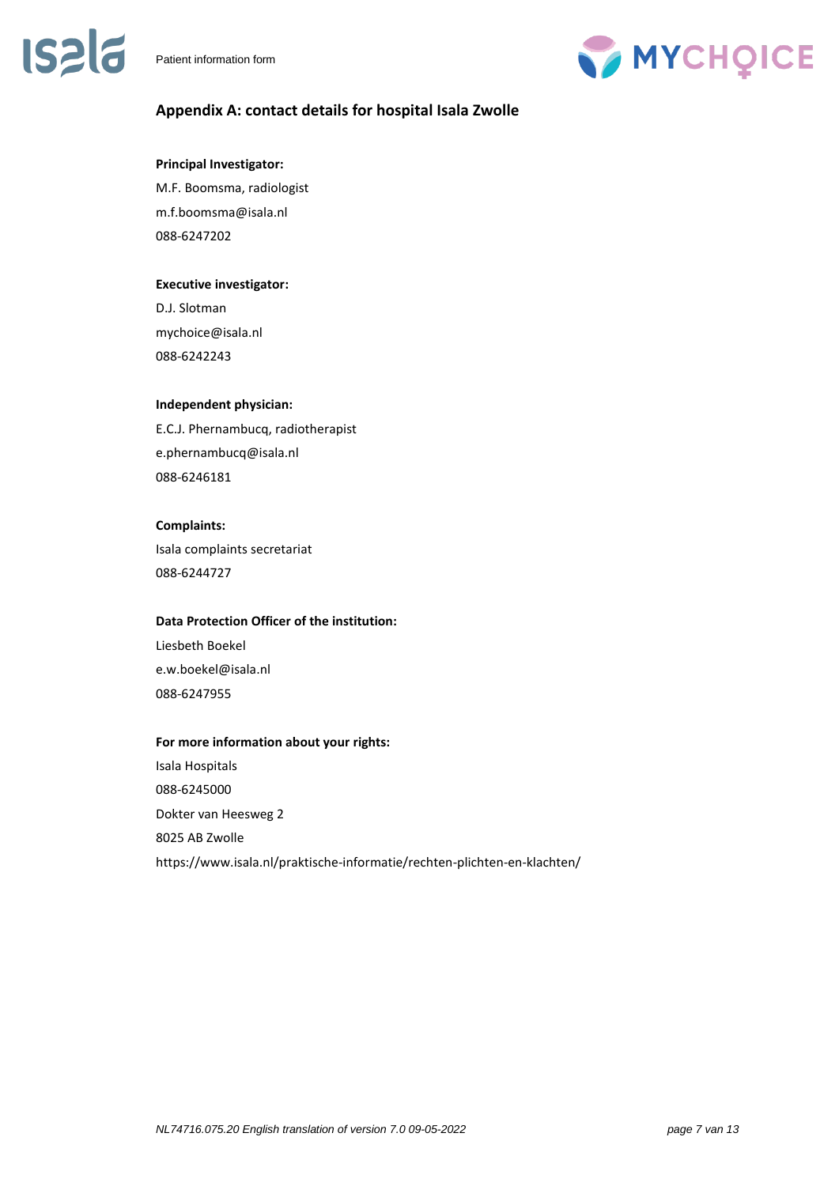## Appendix A: contact details for hospital Isala Zwolle

**Principal Investigator:**

M.F. Boomsma, radiologist

m.f.boomsma@isala.nl

088-6247202

**Executive investigator:**

D.J. Slotman

mychoice@isala.nl

088-6242243

**Independent physician:**

E.C.J. Phernambucq, radiotherapist

e.phernambucq@isala.nl

088-6246181

**Complaints:**

Isala complaints secretariat

088-6244727

**Data Protection Officer of the institution:**

Liesbeth Boekel

e.w.boekel@isala.nl

088-6247955

**For more information about your rights:**

Isala Hospitals

088-6245000

Dokter van Heesweg 2

8025 AB Zwolle

https://www.isala.nl/praktische-informatie/rechten-plichten-en-klachten/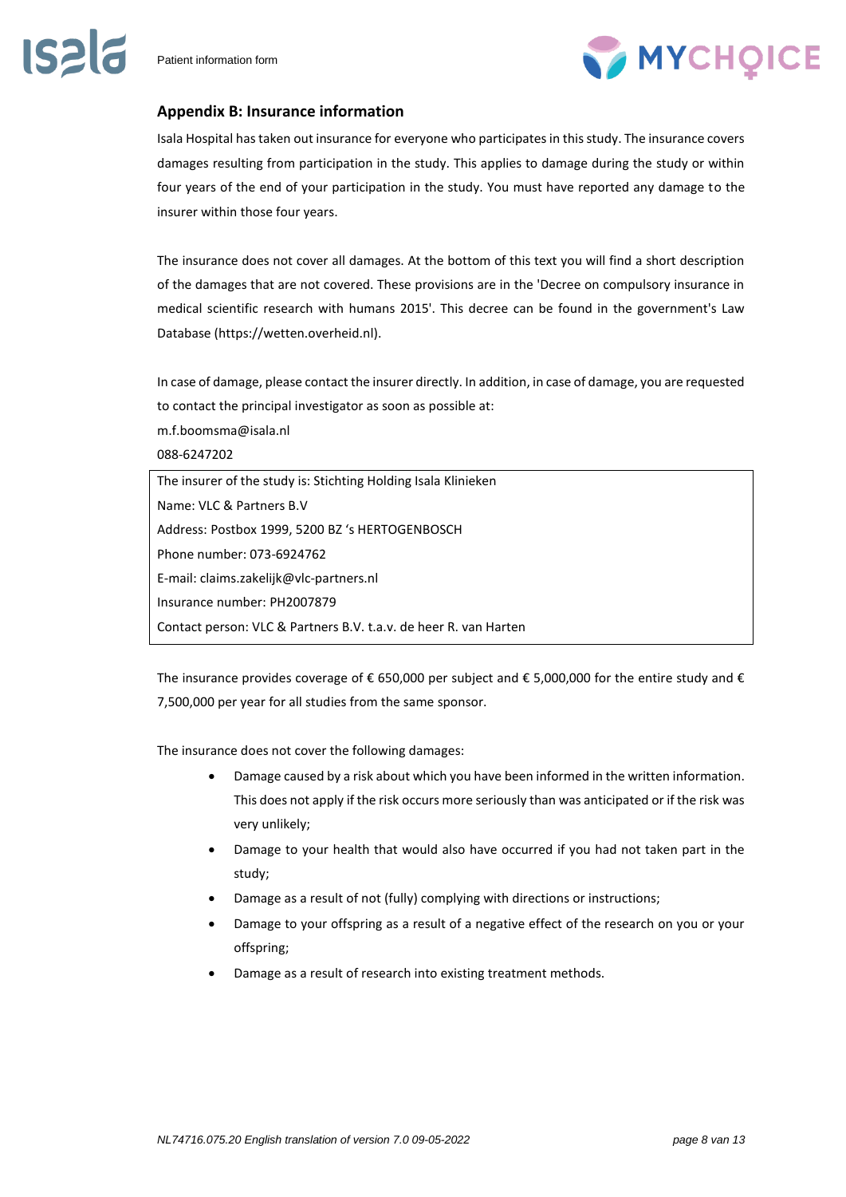## Appendix B: Insurance information

Isala Hospital has taken out insurance for everyone who participates in this study. The insurance covers damages resulting from participation in the study. This applies to damage during the study or within four years of the end of your participation in the study. You must have reported any damage to the insurer within those four years.

The insurance does not cover all damages. At the bottom of this text you will find a short description of the damages that are not covered. These provisions are in the 'Decree on compulsory insurance in medical scientific research with humans 2015'. This decree can be found in the government's Law Database (https://wetten.overheid.nl).

In case of damage, please contact the insurer directly. In addition, in case of damage, you are requested to contact the principal investigator as soon as possible at:
m.f.boomsma@isala.nl
088-6247202

| The insurer of the study is: Stichting Holding Isala Klinieken |
|---|
| Name: VLC & Partners B.V |
| Address: Postbox 1999, 5200 BZ 's HERTOGENBOSCH |
| Phone number: 073-6924762 |
| E-mail: claims.zakelijk@vlc-partners.nl |
| Insurance number: PH2007879 |
| Contact person: VLC & Partners B.V. t.a.v. de heer R. van Harten |

The insurance provides coverage of € 650,000 per subject and € 5,000,000 for the entire study and € 7,500,000 per year for all studies from the same sponsor.

The insurance does not cover the following damages:

- Damage caused by a risk about which you have been informed in the written information. This does not apply if the risk occurs more seriously than was anticipated or if the risk was very unlikely;
- Damage to your health that would also have occurred if you had not taken part in the study;
- Damage as a result of not (fully) complying with directions or instructions;
- Damage to your offspring as a result of a negative effect of the research on you or your offspring;
- Damage as a result of research into existing treatment methods.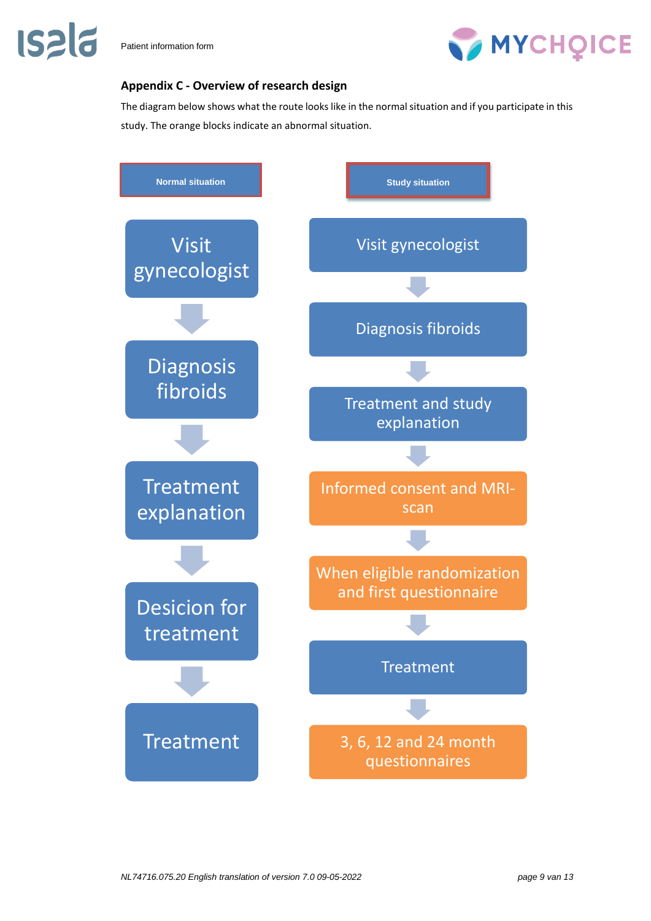### Appendix C - Overview of research design

The diagram below shows what the route looks like in the normal situation and if you participate in this study. The orange blocks indicate an abnormal situation.

| Normal situation | Study situation |
| --- | --- |
| Visit gynecologist | Visit gynecologist |
| Diagnosis fibroids | Diagnosis fibroids |
| Treatment explanation | Treatment and study explanation |
| Desicion for treatment | Informed consent and MRI-scan |
| Treatment | When eligible randomization and first questionnaire |
| | Treatment |
| | 3, 6, 12 and 24 month questionnaires |

NL74716.075.20 English translation of version 7.0 09-05-2022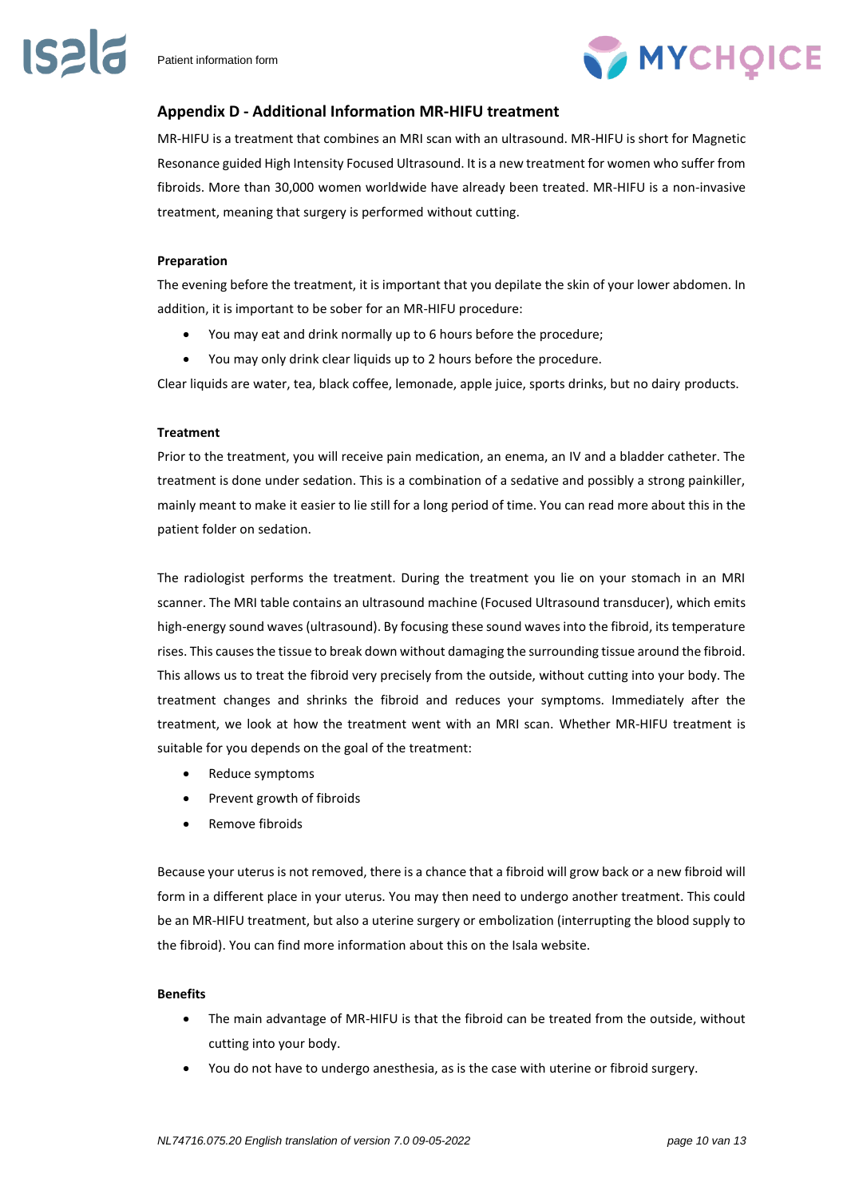## Appendix D - Additional Information MR-HIFU treatment

MR-HIFU is a treatment that combines an MRI scan with an ultrasound. MR-HIFU is short for Magnetic Resonance guided High Intensity Focused Ultrasound. It is a new treatment for women who suffer from fibroids. More than 30,000 women worldwide have already been treated. MR-HIFU is a non-invasive treatment, meaning that surgery is performed without cutting.

**Preparation**

The evening before the treatment, it is important that you depilate the skin of your lower abdomen. In addition, it is important to be sober for an MR-HIFU procedure:

- You may eat and drink normally up to 6 hours before the procedure;
- You may only drink clear liquids up to 2 hours before the procedure.

Clear liquids are water, tea, black coffee, lemonade, apple juice, sports drinks, but no dairy products.

**Treatment**

Prior to the treatment, you will receive pain medication, an enema, an IV and a bladder catheter. The treatment is done under sedation. This is a combination of a sedative and possibly a strong painkiller, mainly meant to make it easier to lie still for a long period of time. You can read more about this in the patient folder on sedation.

The radiologist performs the treatment. During the treatment you lie on your stomach in an MRI scanner. The MRI table contains an ultrasound machine (Focused Ultrasound transducer), which emits high-energy sound waves (ultrasound). By focusing these sound waves into the fibroid, its temperature rises. This causes the tissue to break down without damaging the surrounding tissue around the fibroid. This allows us to treat the fibroid very precisely from the outside, without cutting into your body. The treatment changes and shrinks the fibroid and reduces your symptoms. Immediately after the treatment, we look at how the treatment went with an MRI scan. Whether MR-HIFU treatment is suitable for you depends on the goal of the treatment:

- Reduce symptoms
- Prevent growth of fibroids
- Remove fibroids

Because your uterus is not removed, there is a chance that a fibroid will grow back or a new fibroid will form in a different place in your uterus. You may then need to undergo another treatment. This could be an MR-HIFU treatment, but also a uterine surgery or embolization (interrupting the blood supply to the fibroid). You can find more information about this on the Isala website.

**Benefits**

- The main advantage of MR-HIFU is that the fibroid can be treated from the outside, without cutting into your body.
- You do not have to undergo anesthesia, as is the case with uterine or fibroid surgery.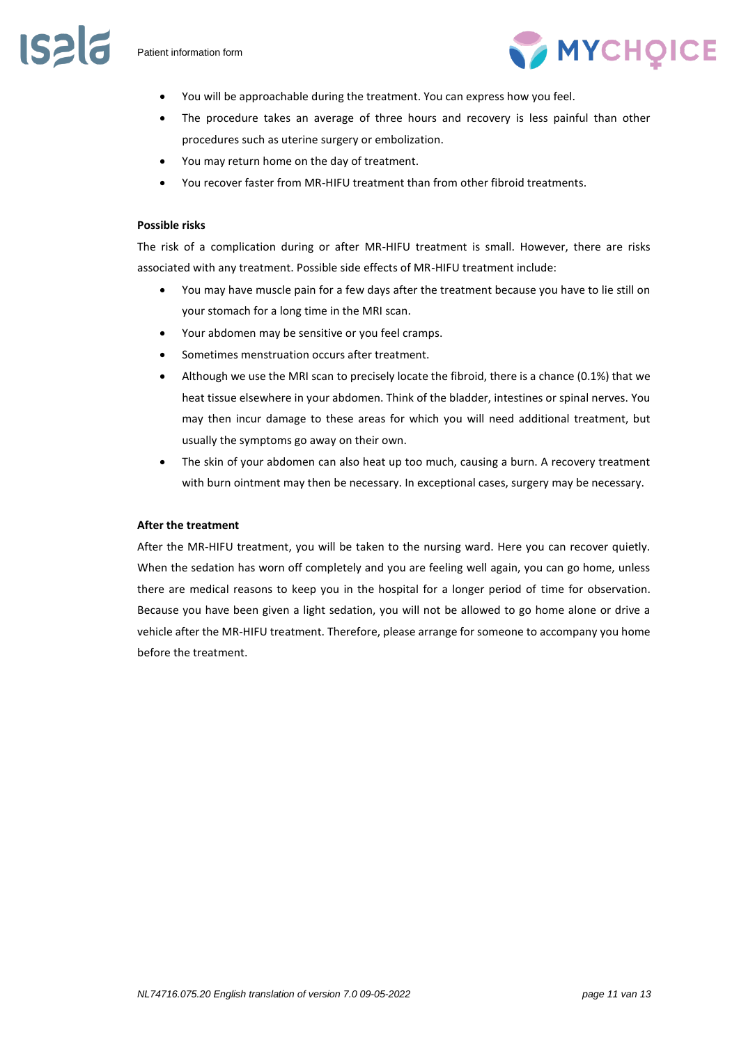- You will be approachable during the treatment. You can express how you feel.
- The procedure takes an average of three hours and recovery is less painful than other procedures such as uterine surgery or embolization.
- You may return home on the day of treatment.
- You recover faster from MR-HIFU treatment than from other fibroid treatments.

**Possible risks**

The risk of a complication during or after MR-HIFU treatment is small. However, there are risks associated with any treatment. Possible side effects of MR-HIFU treatment include:

- You may have muscle pain for a few days after the treatment because you have to lie still on your stomach for a long time in the MRI scan.
- Your abdomen may be sensitive or you feel cramps.
- Sometimes menstruation occurs after treatment.
- Although we use the MRI scan to precisely locate the fibroid, there is a chance (0.1%) that we heat tissue elsewhere in your abdomen. Think of the bladder, intestines or spinal nerves. You may then incur damage to these areas for which you will need additional treatment, but usually the symptoms go away on their own.
- The skin of your abdomen can also heat up too much, causing a burn. A recovery treatment with burn ointment may then be necessary. In exceptional cases, surgery may be necessary.

**After the treatment**

After the MR-HIFU treatment, you will be taken to the nursing ward. Here you can recover quietly. When the sedation has worn off completely and you are feeling well again, you can go home, unless there are medical reasons to keep you in the hospital for a longer period of time for observation. Because you have been given a light sedation, you will not be allowed to go home alone or drive a vehicle after the MR-HIFU treatment. Therefore, please arrange for someone to accompany you home before the treatment.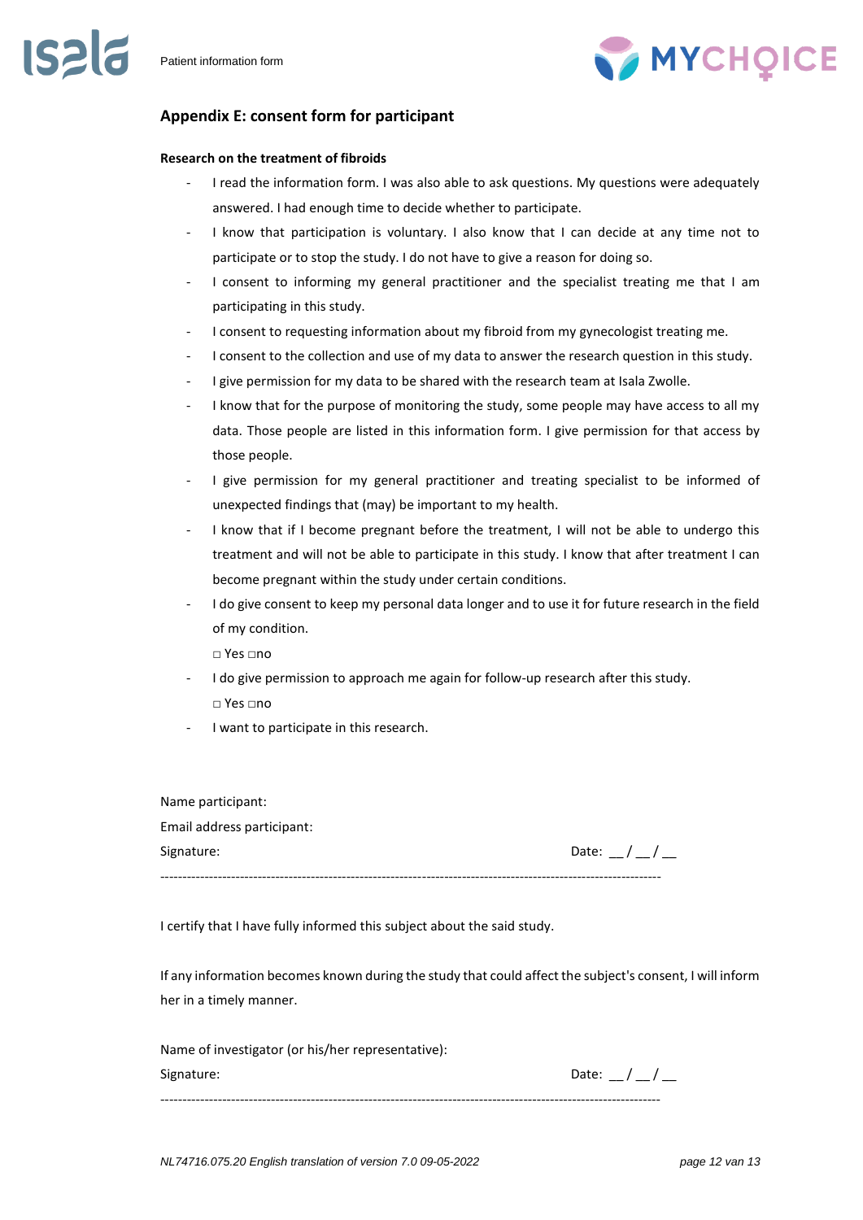## Appendix E: consent form for participant

**Research on the treatment of fibroids**

- I read the information form. I was also able to ask questions. My questions were adequately answered. I had enough time to decide whether to participate.
- I know that participation is voluntary. I also know that I can decide at any time not to participate or to stop the study. I do not have to give a reason for doing so.
- I consent to informing my general practitioner and the specialist treating me that I am participating in this study.
- I consent to requesting information about my fibroid from my gynecologist treating me.
- I consent to the collection and use of my data to answer the research question in this study.
- I give permission for my data to be shared with the research team at Isala Zwolle.
- I know that for the purpose of monitoring the study, some people may have access to all my data. Those people are listed in this information form. I give permission for that access by those people.
- I give permission for my general practitioner and treating specialist to be informed of unexpected findings that (may) be important to my health.
- I know that if I become pregnant before the treatment, I will not be able to undergo this treatment and will not be able to participate in this study. I know that after treatment I can become pregnant within the study under certain conditions.
- I do give consent to keep my personal data longer and to use it for future research in the field of my condition.

  □ Yes □no
- I do give permission to approach me again for follow-up research after this study.

  □ Yes □no
- I want to participate in this research.

Name participant:

Email address participant:

Signature: Date: __ / __ / __

---

I certify that I have fully informed this subject about the said study.

If any information becomes known during the study that could affect the subject's consent, I will inform her in a timely manner.

Name of investigator (or his/her representative):

Signature: Date: __ / __ / __

---

*NL74716.075.20 English translation of version 7.0 09-05-2022*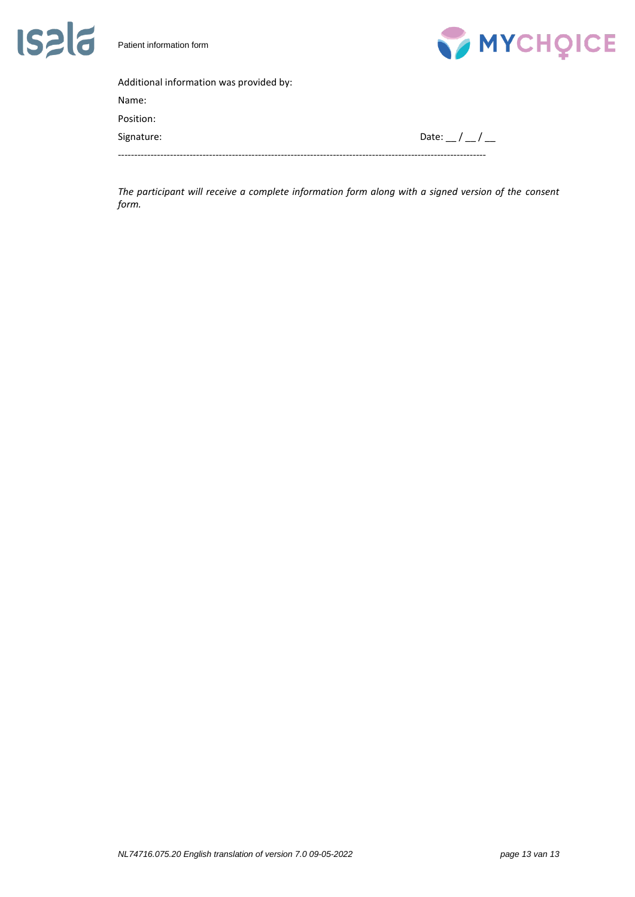Additional information was provided by:

Name:

Position:

Signature: Date: __ / __ / __

---------------------------------------------------------------------------------------------------------------------

*The participant will receive a complete information form along with a signed version of the consent form.*